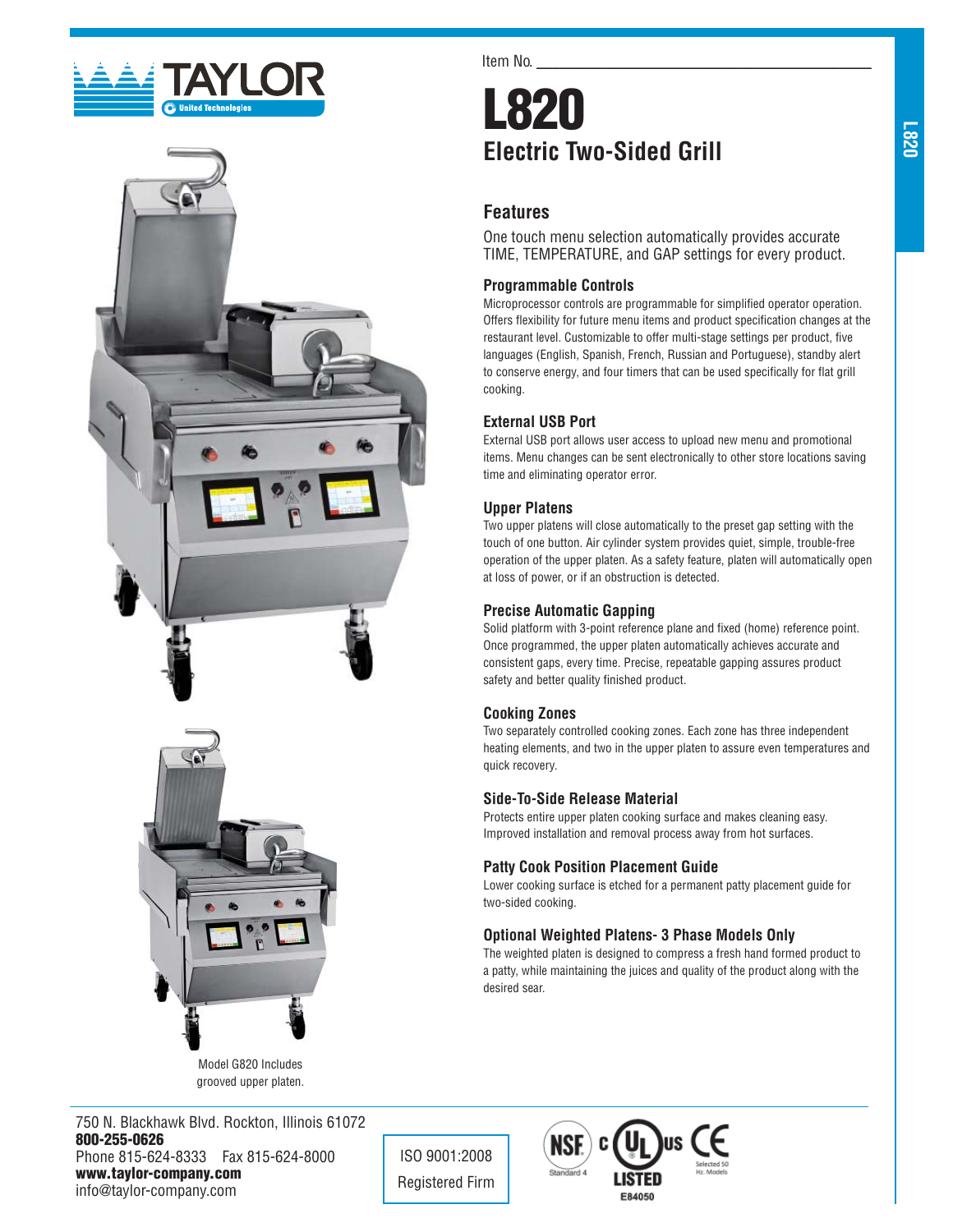Item No. ______________________

# L820

## Electric Two-Sided Grill

### Features

One touch menu selection automatically provides accurate TIME, TEMPERATURE, and GAP settings for every product.

#### Programmable Controls

Microprocessor controls are programmable for simplified operator operation. Offers flexibility for future menu items and product specification changes at the restaurant level. Customizable to offer multi-stage settings per product, five languages (English, Spanish, French, Russian and Portuguese), standby alert to conserve energy, and four timers that can be used specifically for flat grill cooking.

#### External USB Port

External USB port allows user access to upload new menu and promotional items. Menu changes can be sent electronically to other store locations saving time and eliminating operator error.

#### Upper Platens

Two upper platens will close automatically to the preset gap setting with the touch of one button. Air cylinder system provides quiet, simple, trouble-free operation of the upper platen. As a safety feature, platen will automatically open at loss of power, or if an obstruction is detected.

#### Precise Automatic Gapping

Solid platform with 3-point reference plane and fixed (home) reference point. Once programmed, the upper platen automatically achieves accurate and consistent gaps, every time. Precise, repeatable gapping assures product safety and better quality finished product.

#### Cooking Zones

Two separately controlled cooking zones. Each zone has three independent heating elements, and two in the upper platen to assure even temperatures and quick recovery.

#### Side-To-Side Release Material

Protects entire upper platen cooking surface and makes cleaning easy. Improved installation and removal process away from hot surfaces.

#### Patty Cook Position Placement Guide

Lower cooking surface is etched for a permanent patty placement guide for two-sided cooking.

#### Optional Weighted Platens- 3 Phase Models Only

The weighted platen is designed to compress a fresh hand formed product to a patty, while maintaining the juices and quality of the product along with the desired sear.

Model G820 Includes grooved upper platen.

750 N. Blackhawk Blvd. Rockton, Illinois 61072
**800-255-0626**
Phone 815-624-8333 Fax 815-624-8000
**www.taylor-company.com**
info@taylor-company.com

ISO 9001:2008
Registered Firm

NSF Standard 4 · c UL us LISTED E84050 · CE Selected 50 Hz. Models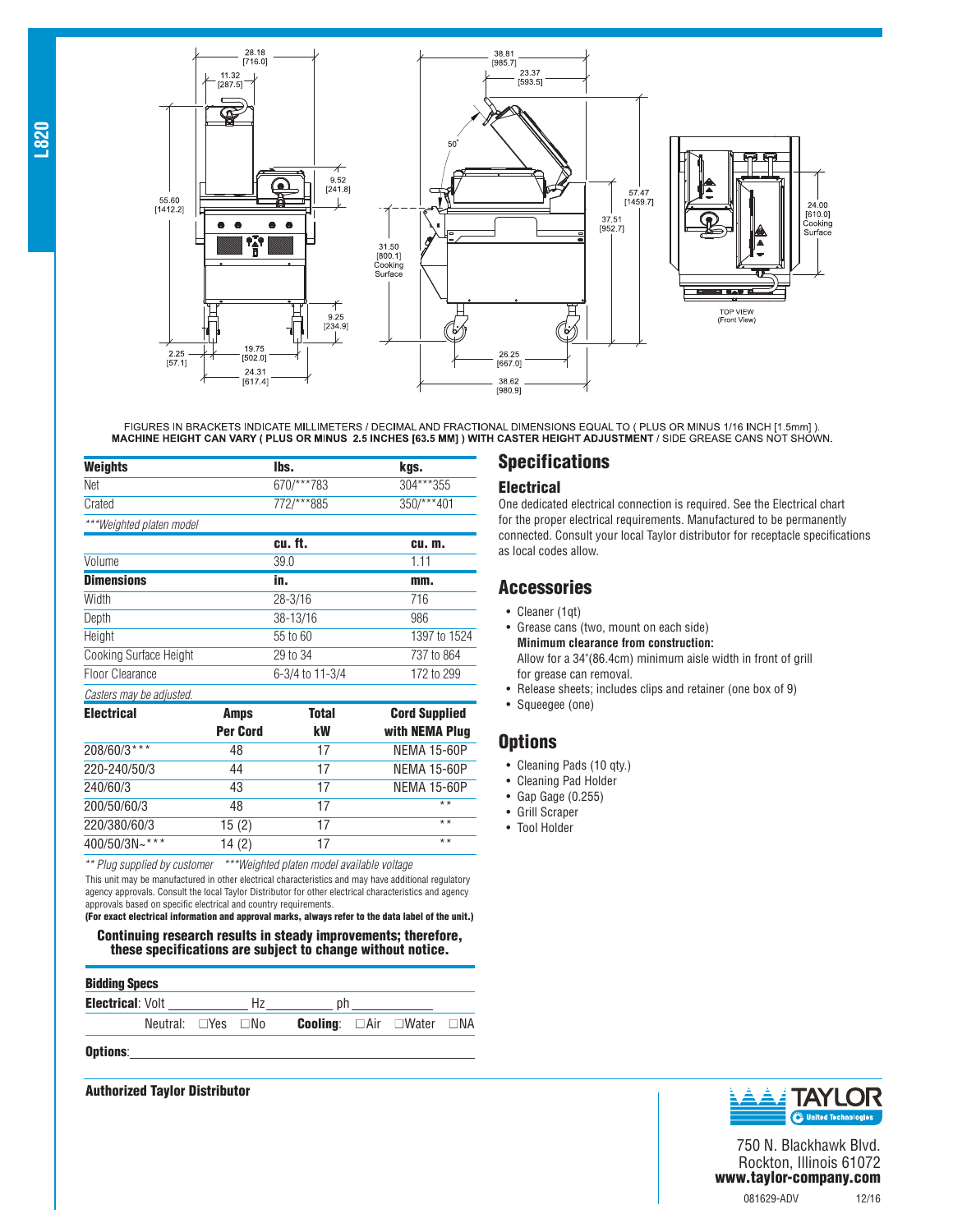FIGURES IN BRACKETS INDICATE MILLIMETERS / DECIMAL AND FRACTIONAL DIMENSIONS EQUAL TO ( PLUS OR MINUS 1/16 INCH [1.5mm] ).
**MACHINE HEIGHT CAN VARY ( PLUS OR MINUS 2.5 INCHES [63.5 MM] ) WITH CASTER HEIGHT ADJUSTMENT / SIDE GREASE CANS NOT SHOWN.**

| Weights | lbs. | kgs. |
|---|---|---|
| Net | 670/***783 | 304***355 |
| Crated | 772/***885 | 350/***401 |

*\*\*\*Weighted platen model*

| | cu. ft. | cu. m. |
|---|---|---|
| Volume | 39.0 | 1.11 |

| Dimensions | in. | mm. |
|---|---|---|
| Width | 28-3/16 | 716 |
| Depth | 38-13/16 | 986 |
| Height | 55 to 60 | 1397 to 1524 |
| Cooking Surface Height | 29 to 34 | 737 to 864 |
| Floor Clearance | 6-3/4 to 11-3/4 | 172 to 299 |

*Casters may be adjusted.*

| Electrical | Amps Per Cord | Total kW | Cord Supplied with NEMA Plug |
|---|---|---|---|
| 208/60/3*** | 48 | 17 | NEMA 15-60P |
| 220-240/50/3 | 44 | 17 | NEMA 15-60P |
| 240/60/3 | 43 | 17 | NEMA 15-60P |
| 200/50/60/3 | 48 | 17 | ** |
| 220/380/60/3 | 15 (2) | 17 | ** |
| 400/50/3N~*** | 14 (2) | 17 | ** |

*\*\* Plug supplied by customer \*\*\*Weighted platen model available voltage*

This unit may be manufactured in other electrical characteristics and may have additional regulatory agency approvals. Consult the local Taylor Distributor for other electrical characteristics and agency approvals based on specific electrical and country requirements.
**(For exact electrical information and approval marks, always refer to the data label of the unit.)**

**Continuing research results in steady improvements; therefore, these specifications are subject to change without notice.**

## Specifications

### Electrical

One dedicated electrical connection is required. See the Electrical chart for the proper electrical requirements. Manufactured to be permanently connected. Consult your local Taylor distributor for receptacle specifications as local codes allow.

## Accessories

- Cleaner (1qt)
- Grease cans (two, mount on each side)
  **Minimum clearance from construction:**
  Allow for a 34"(86.4cm) minimum aisle width in front of grill for grease can removal.
- Release sheets; includes clips and retainer (one box of 9)
- Squeegee (one)

## Options

- Cleaning Pads (10 qty.)
- Cleaning Pad Holder
- Gap Gage (0.255)
- Grill Scraper
- Tool Holder

**Bidding Specs**

**Electrical**: Volt ____________ Hz ____________ ph ____________

Neutral: ☐Yes ☐No **Cooling**: ☐Air ☐Water ☐NA

**Options**: ____________________________________________

**Authorized Taylor Distributor**

TAYLOR
United Technologies

750 N. Blackhawk Blvd.
Rockton, Illinois 61072
**www.taylor-company.com**

081629-ADV 12/16